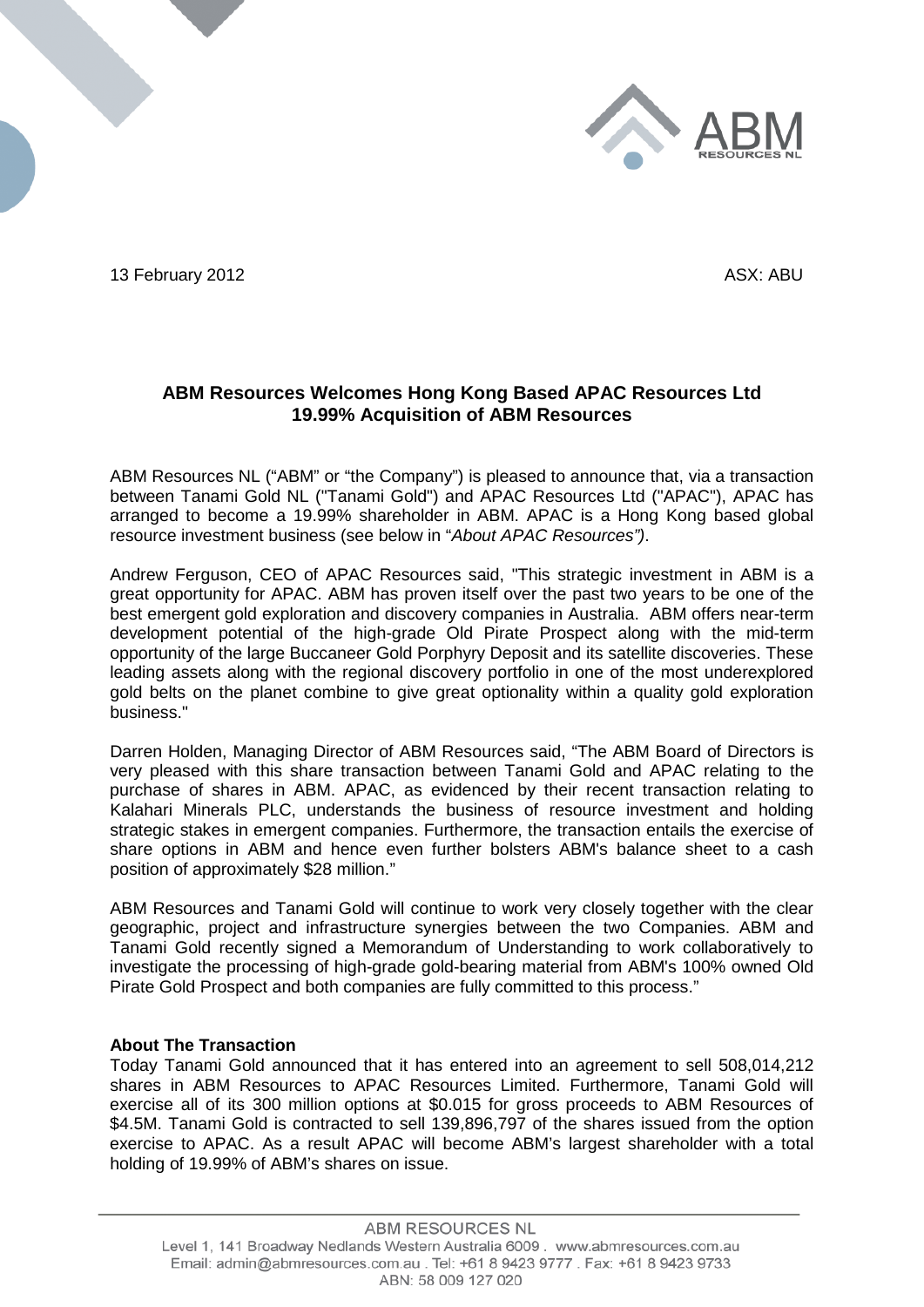13 February 2012 ASX: ABU

## ABM Resources Welcomes Hong Kong Based APAC Resources Ltd 19.99% Acquisition of ABM Resources

ABM Resources NL ("ABM" or "the Company") is pleased to announce that, via a transaction between Tanami Gold NL ("Tanami Gold") and APAC Resources Ltd ("APAC"), APAC has arranged to become a 19.99% shareholder in ABM. APAC is a Hong Kong based global resource investment business (see below in "*About APAC Resources")*.

Andrew Ferguson, CEO of APAC Resources said, "This strategic investment in ABM is a great opportunity for APAC. ABM has proven itself over the past two years to be one of the best emergent gold exploration and discovery companies in Australia. ABM offers near-term development potential of the high-grade Old Pirate Prospect along with the mid-term opportunity of the large Buccaneer Gold Porphyry Deposit and its satellite discoveries. These leading assets along with the regional discovery portfolio in one of the most underexplored gold belts on the planet combine to give great optionality within a quality gold exploration business."

Darren Holden, Managing Director of ABM Resources said, "The ABM Board of Directors is very pleased with this share transaction between Tanami Gold and APAC relating to the purchase of shares in ABM. APAC, as evidenced by their recent transaction relating to Kalahari Minerals PLC, understands the business of resource investment and holding strategic stakes in emergent companies. Furthermore, the transaction entails the exercise of share options in ABM and hence even further bolsters ABM's balance sheet to a cash position of approximately $28 million."

ABM Resources and Tanami Gold will continue to work very closely together with the clear geographic, project and infrastructure synergies between the two Companies. ABM and Tanami Gold recently signed a Memorandum of Understanding to work collaboratively to investigate the processing of high-grade gold-bearing material from ABM's 100% owned Old Pirate Gold Prospect and both companies are fully committed to this process."

**About The Transaction**

Today Tanami Gold announced that it has entered into an agreement to sell 508,014,212 shares in ABM Resources to APAC Resources Limited. Furthermore, Tanami Gold will exercise all of its 300 million options at $0.015 for gross proceeds to ABM Resources of $4.5M. Tanami Gold is contracted to sell 139,896,797 of the shares issued from the option exercise to APAC. As a result APAC will become ABM's largest shareholder with a total holding of 19.99% of ABM's shares on issue.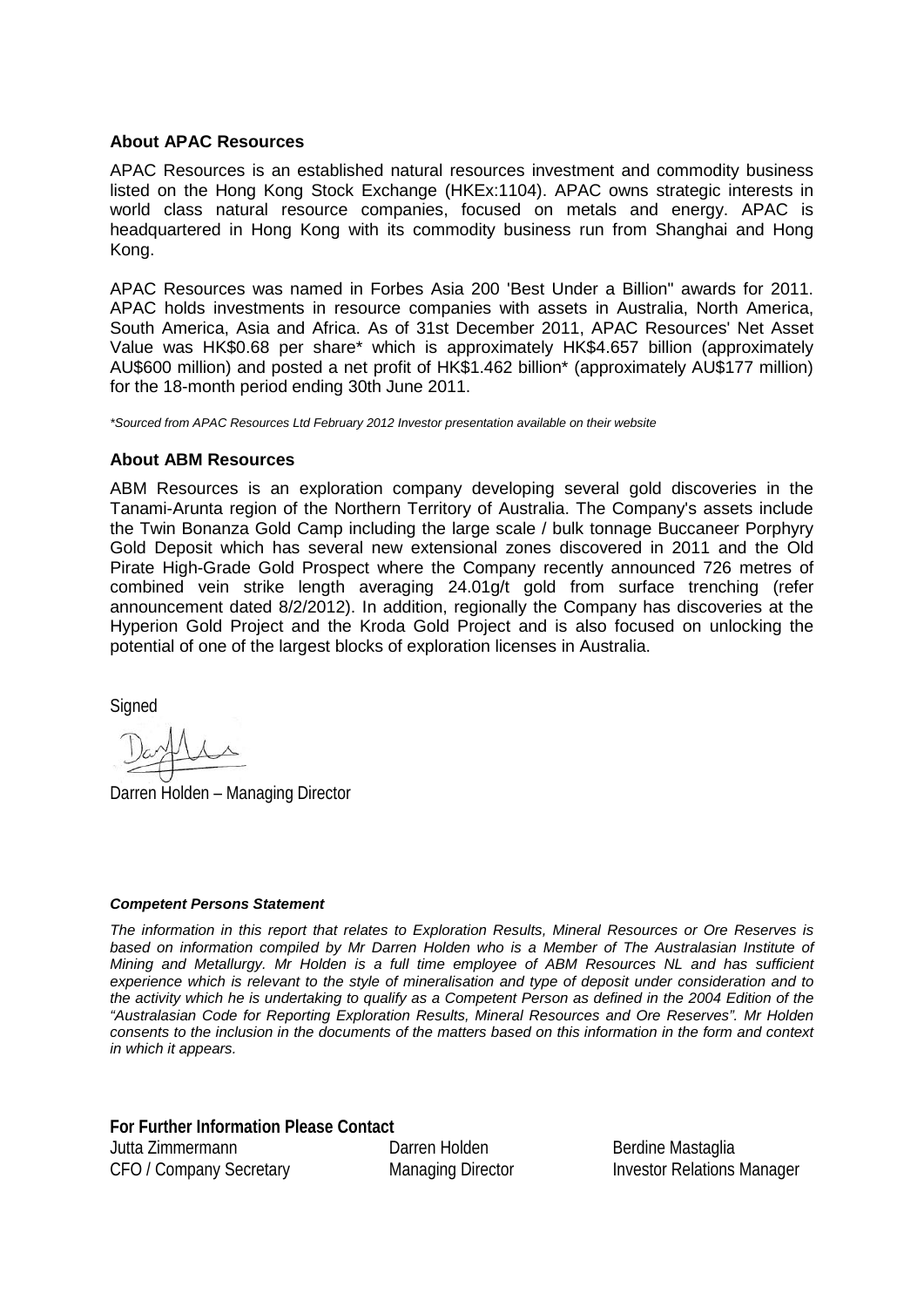### About APAC Resources

APAC Resources is an established natural resources investment and commodity business listed on the Hong Kong Stock Exchange (HKEx:1104). APAC owns strategic interests in world class natural resource companies, focused on metals and energy. APAC is headquartered in Hong Kong with its commodity business run from Shanghai and Hong Kong.

APAC Resources was named in Forbes Asia 200 'Best Under a Billion" awards for 2011. APAC holds investments in resource companies with assets in Australia, North America, South America, Asia and Africa. As of 31st December 2011, APAC Resources' Net Asset Value was HK$0.68 per share* which is approximately HK$4.657 billion (approximately AU$600 million) and posted a net profit of HK$1.462 billion* (approximately AU$177 million) for the 18-month period ending 30th June 2011.

*\*Sourced from APAC Resources Ltd February 2012 Investor presentation available on their website*

### About ABM Resources

ABM Resources is an exploration company developing several gold discoveries in the Tanami-Arunta region of the Northern Territory of Australia. The Company's assets include the Twin Bonanza Gold Camp including the large scale / bulk tonnage Buccaneer Porphyry Gold Deposit which has several new extensional zones discovered in 2011 and the Old Pirate High-Grade Gold Prospect where the Company recently announced 726 metres of combined vein strike length averaging 24.01g/t gold from surface trenching (refer announcement dated 8/2/2012). In addition, regionally the Company has discoveries at the Hyperion Gold Project and the Kroda Gold Project and is also focused on unlocking the potential of one of the largest blocks of exploration licenses in Australia.

Signed

Darren Holden – Managing Director

***Competent Persons Statement***

*The information in this report that relates to Exploration Results, Mineral Resources or Ore Reserves is based on information compiled by Mr Darren Holden who is a Member of The Australasian Institute of Mining and Metallurgy. Mr Holden is a full time employee of ABM Resources NL and has sufficient experience which is relevant to the style of mineralisation and type of deposit under consideration and to the activity which he is undertaking to qualify as a Competent Person as defined in the 2004 Edition of the "Australasian Code for Reporting Exploration Results, Mineral Resources and Ore Reserves". Mr Holden consents to the inclusion in the documents of the matters based on this information in the form and context in which it appears.*

**For Further Information Please Contact**

| | | |
|---|---|---|
| Jutta Zimmermann | Darren Holden | Berdine Mastaglia |
| CFO / Company Secretary | Managing Director | Investor Relations Manager |